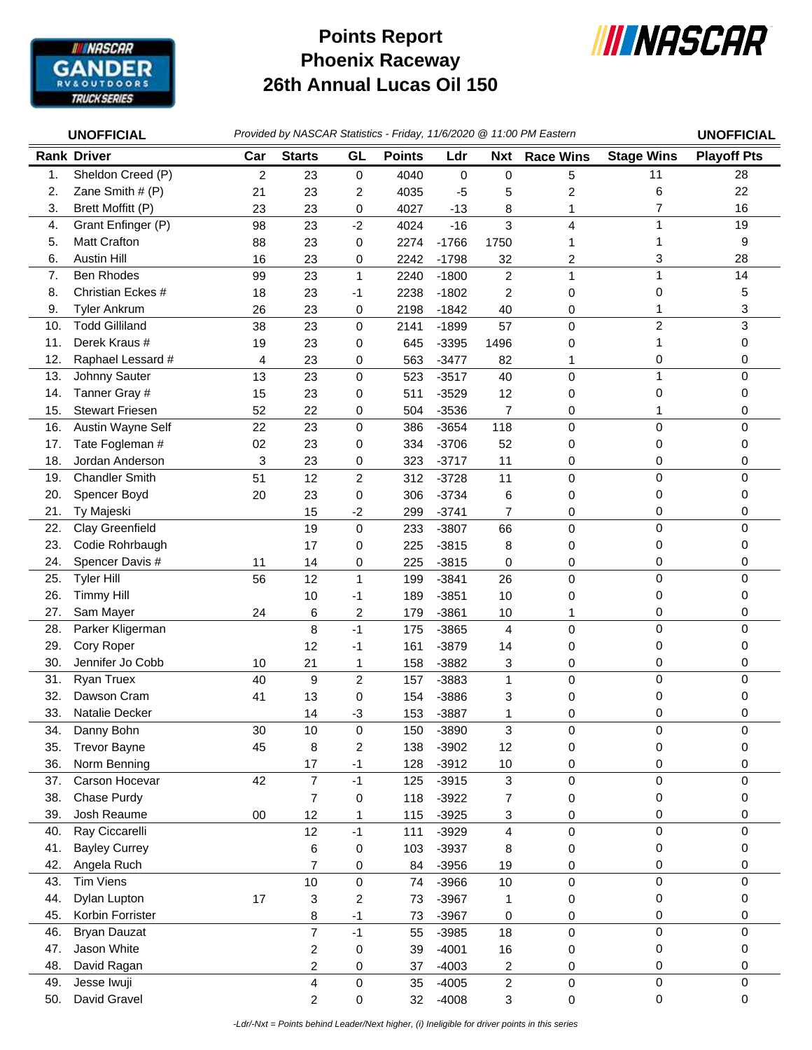# Points Report
# Phoenix Raceway
# 26th Annual Lucas Oil 150

**UNOFFICIAL** *Provided by NASCAR Statistics - Friday, 11/6/2020 @ 11:00 PM Eastern* **UNOFFICIAL**

| Rank | Driver | Car | Starts | GL | Points | Ldr | Nxt | Race Wins | Stage Wins | Playoff Pts |
|---|---|---|---|---|---|---|---|---|---|---|
| 1. | Sheldon Creed (P) | 2 | 23 | 0 | 4040 | 0 | 0 | 5 | 11 | 28 |
| 2. | Zane Smith # (P) | 21 | 23 | 2 | 4035 | -5 | 5 | 2 | 6 | 22 |
| 3. | Brett Moffitt (P) | 23 | 23 | 0 | 4027 | -13 | 8 | 1 | 7 | 16 |
| 4. | Grant Enfinger (P) | 98 | 23 | -2 | 4024 | -16 | 3 | 4 | 1 | 19 |
| 5. | Matt Crafton | 88 | 23 | 0 | 2274 | -1766 | 1750 | 1 | 1 | 9 |
| 6. | Austin Hill | 16 | 23 | 0 | 2242 | -1798 | 32 | 2 | 3 | 28 |
| 7. | Ben Rhodes | 99 | 23 | 1 | 2240 | -1800 | 2 | 1 | 1 | 14 |
| 8. | Christian Eckes # | 18 | 23 | -1 | 2238 | -1802 | 2 | 0 | 0 | 5 |
| 9. | Tyler Ankrum | 26 | 23 | 0 | 2198 | -1842 | 40 | 0 | 1 | 3 |
| 10. | Todd Gilliland | 38 | 23 | 0 | 2141 | -1899 | 57 | 0 | 2 | 3 |
| 11. | Derek Kraus # | 19 | 23 | 0 | 645 | -3395 | 1496 | 0 | 1 | 0 |
| 12. | Raphael Lessard # | 4 | 23 | 0 | 563 | -3477 | 82 | 1 | 0 | 0 |
| 13. | Johnny Sauter | 13 | 23 | 0 | 523 | -3517 | 40 | 0 | 1 | 0 |
| 14. | Tanner Gray # | 15 | 23 | 0 | 511 | -3529 | 12 | 0 | 0 | 0 |
| 15. | Stewart Friesen | 52 | 22 | 0 | 504 | -3536 | 7 | 0 | 1 | 0 |
| 16. | Austin Wayne Self | 22 | 23 | 0 | 386 | -3654 | 118 | 0 | 0 | 0 |
| 17. | Tate Fogleman # | 02 | 23 | 0 | 334 | -3706 | 52 | 0 | 0 | 0 |
| 18. | Jordan Anderson | 3 | 23 | 0 | 323 | -3717 | 11 | 0 | 0 | 0 |
| 19. | Chandler Smith | 51 | 12 | 2 | 312 | -3728 | 11 | 0 | 0 | 0 |
| 20. | Spencer Boyd | 20 | 23 | 0 | 306 | -3734 | 6 | 0 | 0 | 0 |
| 21. | Ty Majeski | | 15 | -2 | 299 | -3741 | 7 | 0 | 0 | 0 |
| 22. | Clay Greenfield | | 19 | 0 | 233 | -3807 | 66 | 0 | 0 | 0 |
| 23. | Codie Rohrbaugh | | 17 | 0 | 225 | -3815 | 8 | 0 | 0 | 0 |
| 24. | Spencer Davis # | 11 | 14 | 0 | 225 | -3815 | 0 | 0 | 0 | 0 |
| 25. | Tyler Hill | 56 | 12 | 1 | 199 | -3841 | 26 | 0 | 0 | 0 |
| 26. | Timmy Hill | | 10 | -1 | 189 | -3851 | 10 | 0 | 0 | 0 |
| 27. | Sam Mayer | 24 | 6 | 2 | 179 | -3861 | 10 | 1 | 0 | 0 |
| 28. | Parker Kligerman | | 8 | -1 | 175 | -3865 | 4 | 0 | 0 | 0 |
| 29. | Cory Roper | | 12 | -1 | 161 | -3879 | 14 | 0 | 0 | 0 |
| 30. | Jennifer Jo Cobb | 10 | 21 | 1 | 158 | -3882 | 3 | 0 | 0 | 0 |
| 31. | Ryan Truex | 40 | 9 | 2 | 157 | -3883 | 1 | 0 | 0 | 0 |
| 32. | Dawson Cram | 41 | 13 | 0 | 154 | -3886 | 3 | 0 | 0 | 0 |
| 33. | Natalie Decker | | 14 | -3 | 153 | -3887 | 1 | 0 | 0 | 0 |
| 34. | Danny Bohn | 30 | 10 | 0 | 150 | -3890 | 3 | 0 | 0 | 0 |
| 35. | Trevor Bayne | 45 | 8 | 2 | 138 | -3902 | 12 | 0 | 0 | 0 |
| 36. | Norm Benning | | 17 | -1 | 128 | -3912 | 10 | 0 | 0 | 0 |
| 37. | Carson Hocevar | 42 | 7 | -1 | 125 | -3915 | 3 | 0 | 0 | 0 |
| 38. | Chase Purdy | | 7 | 0 | 118 | -3922 | 7 | 0 | 0 | 0 |
| 39. | Josh Reaume | 00 | 12 | 1 | 115 | -3925 | 3 | 0 | 0 | 0 |
| 40. | Ray Ciccarelli | | 12 | -1 | 111 | -3929 | 4 | 0 | 0 | 0 |
| 41. | Bayley Currey | | 6 | 0 | 103 | -3937 | 8 | 0 | 0 | 0 |
| 42. | Angela Ruch | | 7 | 0 | 84 | -3956 | 19 | 0 | 0 | 0 |
| 43. | Tim Viens | | 10 | 0 | 74 | -3966 | 10 | 0 | 0 | 0 |
| 44. | Dylan Lupton | 17 | 3 | 2 | 73 | -3967 | 1 | 0 | 0 | 0 |
| 45. | Korbin Forrister | | 8 | -1 | 73 | -3967 | 0 | 0 | 0 | 0 |
| 46. | Bryan Dauzat | | 7 | -1 | 55 | -3985 | 18 | 0 | 0 | 0 |
| 47. | Jason White | | 2 | 0 | 39 | -4001 | 16 | 0 | 0 | 0 |
| 48. | David Ragan | | 2 | 0 | 37 | -4003 | 2 | 0 | 0 | 0 |
| 49. | Jesse Iwuji | | 4 | 0 | 35 | -4005 | 2 | 0 | 0 | 0 |
| 50. | David Gravel | | 2 | 0 | 32 | -4008 | 3 | 0 | 0 | 0 |

*-Ldr/-Nxt = Points behind Leader/Next higher, (i) Ineligible for driver points in this series*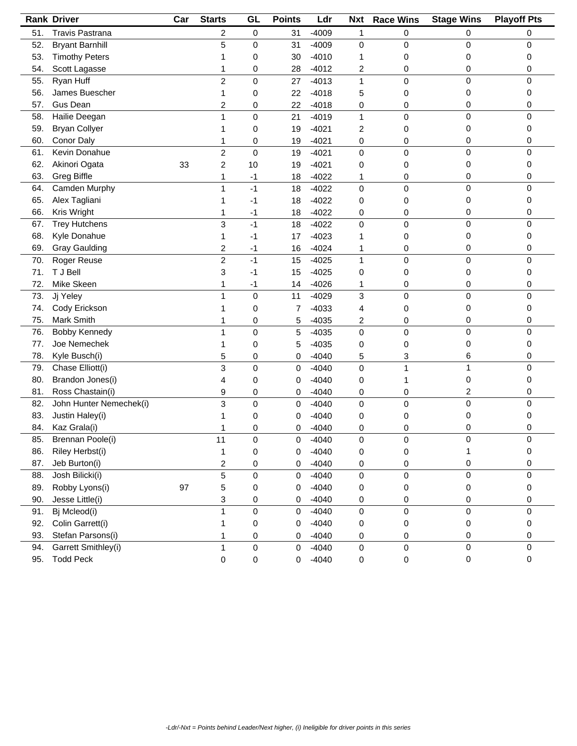| Rank | Driver | Car | Starts | GL | Points | Ldr | Nxt | Race Wins | Stage Wins | Playoff Pts |
|---|---|---|---|---|---|---|---|---|---|---|
| 51. | Travis Pastrana | | 2 | 0 | 31 | -4009 | 1 | 0 | 0 | 0 |
| 52. | Bryant Barnhill | | 5 | 0 | 31 | -4009 | 0 | 0 | 0 | 0 |
| 53. | Timothy Peters | | 1 | 0 | 30 | -4010 | 1 | 0 | 0 | 0 |
| 54. | Scott Lagasse | | 1 | 0 | 28 | -4012 | 2 | 0 | 0 | 0 |
| 55. | Ryan Huff | | 2 | 0 | 27 | -4013 | 1 | 0 | 0 | 0 |
| 56. | James Buescher | | 1 | 0 | 22 | -4018 | 5 | 0 | 0 | 0 |
| 57. | Gus Dean | | 2 | 0 | 22 | -4018 | 0 | 0 | 0 | 0 |
| 58. | Hailie Deegan | | 1 | 0 | 21 | -4019 | 1 | 0 | 0 | 0 |
| 59. | Bryan Collyer | | 1 | 0 | 19 | -4021 | 2 | 0 | 0 | 0 |
| 60. | Conor Daly | | 1 | 0 | 19 | -4021 | 0 | 0 | 0 | 0 |
| 61. | Kevin Donahue | | 2 | 0 | 19 | -4021 | 0 | 0 | 0 | 0 |
| 62. | Akinori Ogata | 33 | 2 | 10 | 19 | -4021 | 0 | 0 | 0 | 0 |
| 63. | Greg Biffle | | 1 | -1 | 18 | -4022 | 1 | 0 | 0 | 0 |
| 64. | Camden Murphy | | 1 | -1 | 18 | -4022 | 0 | 0 | 0 | 0 |
| 65. | Alex Tagliani | | 1 | -1 | 18 | -4022 | 0 | 0 | 0 | 0 |
| 66. | Kris Wright | | 1 | -1 | 18 | -4022 | 0 | 0 | 0 | 0 |
| 67. | Trey Hutchens | | 3 | -1 | 18 | -4022 | 0 | 0 | 0 | 0 |
| 68. | Kyle Donahue | | 1 | -1 | 17 | -4023 | 1 | 0 | 0 | 0 |
| 69. | Gray Gaulding | | 2 | -1 | 16 | -4024 | 1 | 0 | 0 | 0 |
| 70. | Roger Reuse | | 2 | -1 | 15 | -4025 | 1 | 0 | 0 | 0 |
| 71. | T J Bell | | 3 | -1 | 15 | -4025 | 0 | 0 | 0 | 0 |
| 72. | Mike Skeen | | 1 | -1 | 14 | -4026 | 1 | 0 | 0 | 0 |
| 73. | Jj Yeley | | 1 | 0 | 11 | -4029 | 3 | 0 | 0 | 0 |
| 74. | Cody Erickson | | 1 | 0 | 7 | -4033 | 4 | 0 | 0 | 0 |
| 75. | Mark Smith | | 1 | 0 | 5 | -4035 | 2 | 0 | 0 | 0 |
| 76. | Bobby Kennedy | | 1 | 0 | 5 | -4035 | 0 | 0 | 0 | 0 |
| 77. | Joe Nemechek | | 1 | 0 | 5 | -4035 | 0 | 0 | 0 | 0 |
| 78. | Kyle Busch(i) | | 5 | 0 | 0 | -4040 | 5 | 3 | 6 | 0 |
| 79. | Chase Elliott(i) | | 3 | 0 | 0 | -4040 | 0 | 1 | 1 | 0 |
| 80. | Brandon Jones(i) | | 4 | 0 | 0 | -4040 | 0 | 1 | 0 | 0 |
| 81. | Ross Chastain(i) | | 9 | 0 | 0 | -4040 | 0 | 0 | 2 | 0 |
| 82. | John Hunter Nemechek(i) | | 3 | 0 | 0 | -4040 | 0 | 0 | 0 | 0 |
| 83. | Justin Haley(i) | | 1 | 0 | 0 | -4040 | 0 | 0 | 0 | 0 |
| 84. | Kaz Grala(i) | | 1 | 0 | 0 | -4040 | 0 | 0 | 0 | 0 |
| 85. | Brennan Poole(i) | | 11 | 0 | 0 | -4040 | 0 | 0 | 0 | 0 |
| 86. | Riley Herbst(i) | | 1 | 0 | 0 | -4040 | 0 | 0 | 1 | 0 |
| 87. | Jeb Burton(i) | | 2 | 0 | 0 | -4040 | 0 | 0 | 0 | 0 |
| 88. | Josh Bilicki(i) | | 5 | 0 | 0 | -4040 | 0 | 0 | 0 | 0 |
| 89. | Robby Lyons(i) | 97 | 5 | 0 | 0 | -4040 | 0 | 0 | 0 | 0 |
| 90. | Jesse Little(i) | | 3 | 0 | 0 | -4040 | 0 | 0 | 0 | 0 |
| 91. | Bj Mcleod(i) | | 1 | 0 | 0 | -4040 | 0 | 0 | 0 | 0 |
| 92. | Colin Garrett(i) | | 1 | 0 | 0 | -4040 | 0 | 0 | 0 | 0 |
| 93. | Stefan Parsons(i) | | 1 | 0 | 0 | -4040 | 0 | 0 | 0 | 0 |
| 94. | Garrett Smithley(i) | | 1 | 0 | 0 | -4040 | 0 | 0 | 0 | 0 |
| 95. | Todd Peck | | 0 | 0 | 0 | -4040 | 0 | 0 | 0 | 0 |

*-Ldr/-Nxt = Points behind Leader/Next higher, (i) Ineligible for driver points in this series*